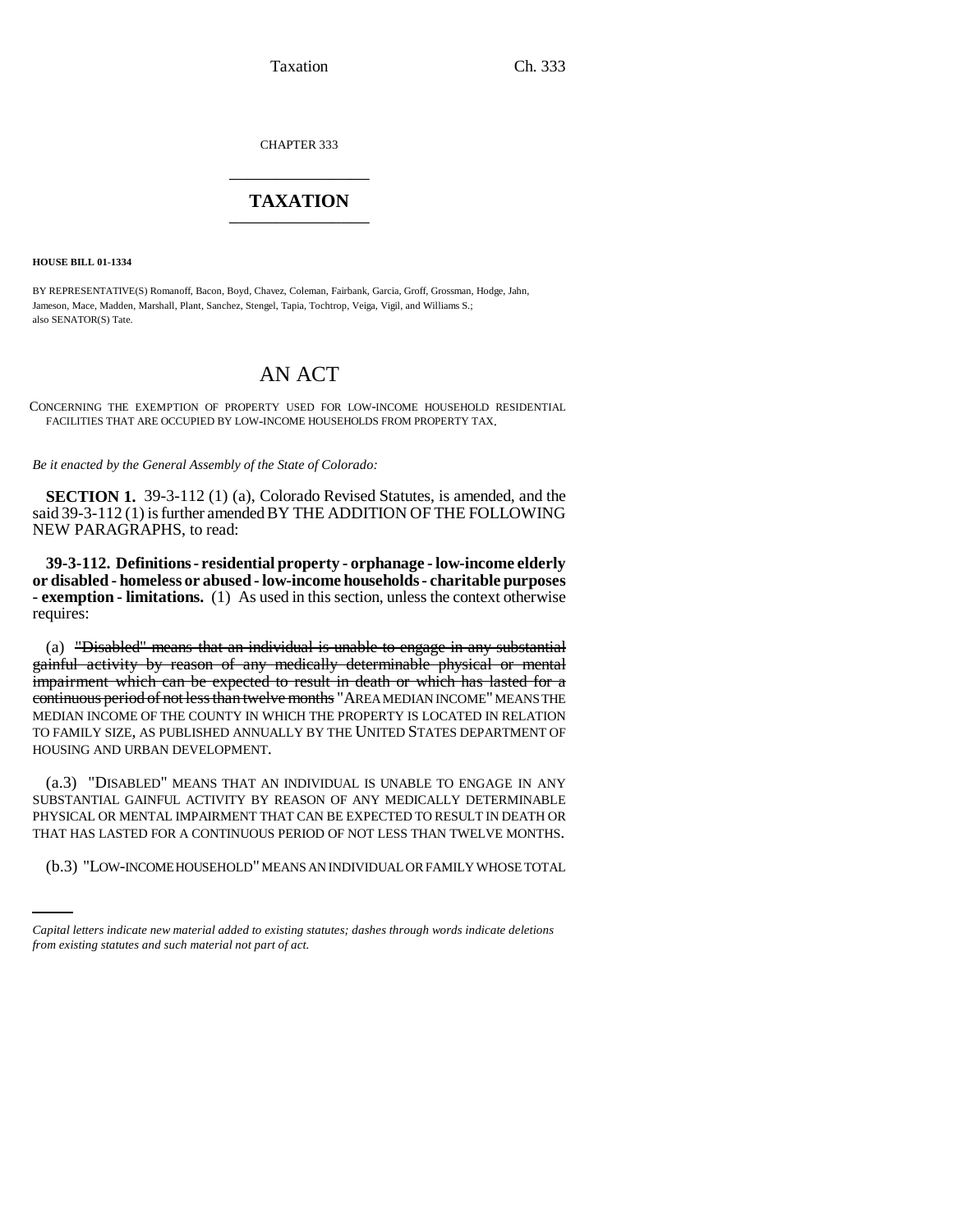CHAPTER 333

# TAXATION

**HOUSE BILL 01-1334**

BY REPRESENTATIVE(S) Romanoff, Bacon, Boyd, Chavez, Coleman, Fairbank, Garcia, Groff, Grossman, Hodge, Jahn, Jameson, Mace, Madden, Marshall, Plant, Sanchez, Stengel, Tapia, Tochtrop, Veiga, Vigil, and Williams S.;
also SENATOR(S) Tate.

## AN ACT

CONCERNING THE EXEMPTION OF PROPERTY USED FOR LOW-INCOME HOUSEHOLD RESIDENTIAL FACILITIES THAT ARE OCCUPIED BY LOW-INCOME HOUSEHOLDS FROM PROPERTY TAX.

*Be it enacted by the General Assembly of the State of Colorado:*

**SECTION 1.** 39-3-112 (1) (a), Colorado Revised Statutes, is amended, and the said 39-3-112 (1) is further amended BY THE ADDITION OF THE FOLLOWING NEW PARAGRAPHS, to read:

**39-3-112. Definitions - residential property - orphanage - low-income elderly or disabled - homeless or abused - low-income households - charitable purposes - exemption - limitations.** (1) As used in this section, unless the context otherwise requires:

(a) ~~"Disabled" means that an individual is unable to engage in any substantial gainful activity by reason of any medically determinable physical or mental impairment which can be expected to result in death or which has lasted for a continuous period of not less than twelve months~~ "AREA MEDIAN INCOME" MEANS THE MEDIAN INCOME OF THE COUNTY IN WHICH THE PROPERTY IS LOCATED IN RELATION TO FAMILY SIZE, AS PUBLISHED ANNUALLY BY THE UNITED STATES DEPARTMENT OF HOUSING AND URBAN DEVELOPMENT.

(a.3) "DISABLED" MEANS THAT AN INDIVIDUAL IS UNABLE TO ENGAGE IN ANY SUBSTANTIAL GAINFUL ACTIVITY BY REASON OF ANY MEDICALLY DETERMINABLE PHYSICAL OR MENTAL IMPAIRMENT THAT CAN BE EXPECTED TO RESULT IN DEATH OR THAT HAS LASTED FOR A CONTINUOUS PERIOD OF NOT LESS THAN TWELVE MONTHS.

(b.3) "LOW-INCOME HOUSEHOLD" MEANS AN INDIVIDUAL OR FAMILY WHOSE TOTAL

*Capital letters indicate new material added to existing statutes; dashes through words indicate deletions from existing statutes and such material not part of act.*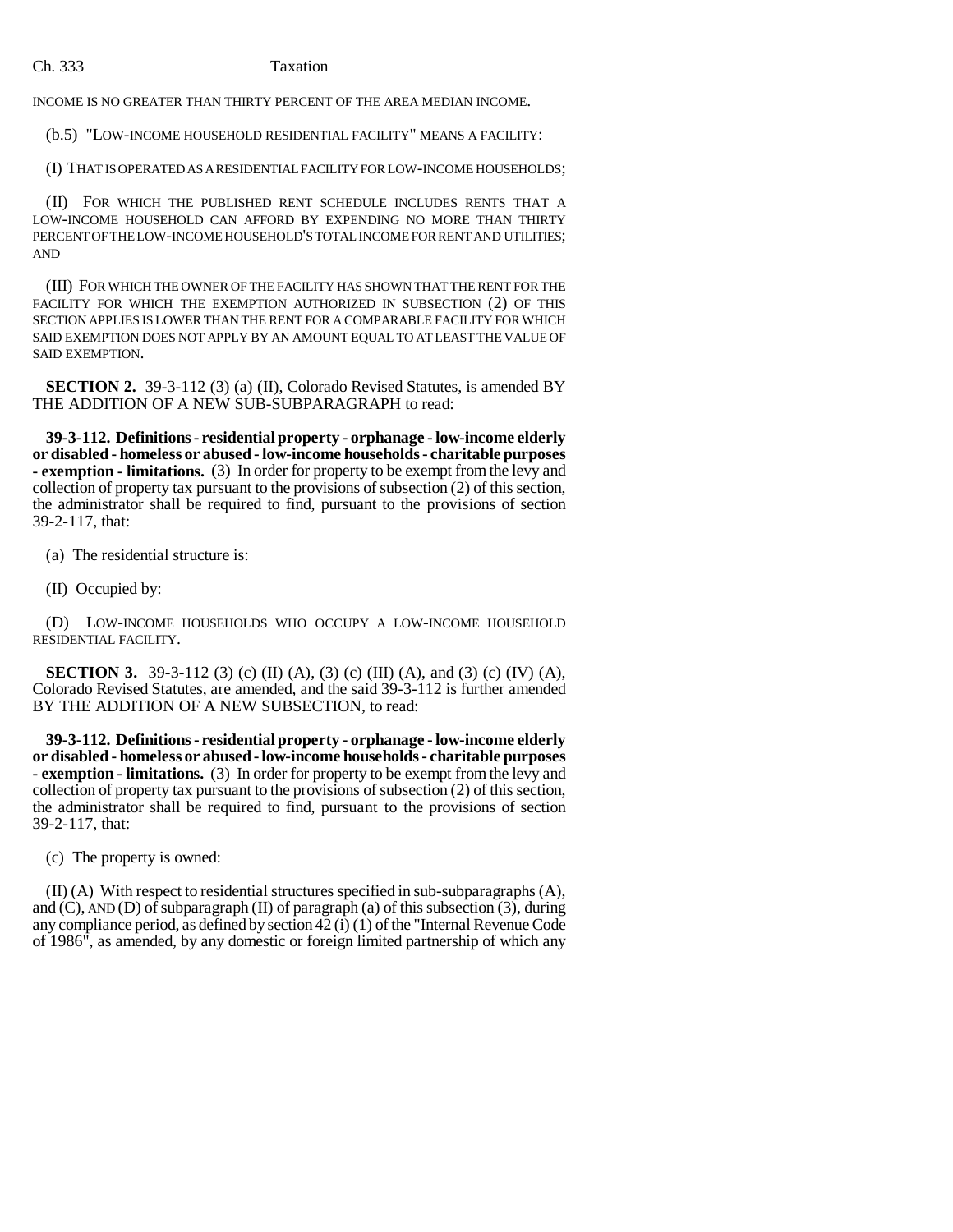INCOME IS NO GREATER THAN THIRTY PERCENT OF THE AREA MEDIAN INCOME.

(b.5) "LOW-INCOME HOUSEHOLD RESIDENTIAL FACILITY" MEANS A FACILITY:

(I) THAT IS OPERATED AS A RESIDENTIAL FACILITY FOR LOW-INCOME HOUSEHOLDS;

(II) FOR WHICH THE PUBLISHED RENT SCHEDULE INCLUDES RENTS THAT A LOW-INCOME HOUSEHOLD CAN AFFORD BY EXPENDING NO MORE THAN THIRTY PERCENT OF THE LOW-INCOME HOUSEHOLD'S TOTAL INCOME FOR RENT AND UTILITIES; AND

(III) FOR WHICH THE OWNER OF THE FACILITY HAS SHOWN THAT THE RENT FOR THE FACILITY FOR WHICH THE EXEMPTION AUTHORIZED IN SUBSECTION (2) OF THIS SECTION APPLIES IS LOWER THAN THE RENT FOR A COMPARABLE FACILITY FOR WHICH SAID EXEMPTION DOES NOT APPLY BY AN AMOUNT EQUAL TO AT LEAST THE VALUE OF SAID EXEMPTION.

**SECTION 2.** 39-3-112 (3) (a) (II), Colorado Revised Statutes, is amended BY THE ADDITION OF A NEW SUB-SUBPARAGRAPH to read:

**39-3-112. Definitions - residential property - orphanage - low-income elderly or disabled - homeless or abused - low-income households - charitable purposes - exemption - limitations.** (3) In order for property to be exempt from the levy and collection of property tax pursuant to the provisions of subsection (2) of this section, the administrator shall be required to find, pursuant to the provisions of section 39-2-117, that:

(a) The residential structure is:

(II) Occupied by:

(D) LOW-INCOME HOUSEHOLDS WHO OCCUPY A LOW-INCOME HOUSEHOLD RESIDENTIAL FACILITY.

**SECTION 3.** 39-3-112 (3) (c) (II) (A), (3) (c) (III) (A), and (3) (c) (IV) (A), Colorado Revised Statutes, are amended, and the said 39-3-112 is further amended BY THE ADDITION OF A NEW SUBSECTION, to read:

**39-3-112. Definitions - residential property - orphanage - low-income elderly or disabled - homeless or abused - low-income households - charitable purposes - exemption - limitations.** (3) In order for property to be exempt from the levy and collection of property tax pursuant to the provisions of subsection (2) of this section, the administrator shall be required to find, pursuant to the provisions of section 39-2-117, that:

(c) The property is owned:

(II) (A) With respect to residential structures specified in sub-subparagraphs (A), ~~and~~ (C), AND (D) of subparagraph (II) of paragraph (a) of this subsection (3), during any compliance period, as defined by section 42 (i) (1) of the "Internal Revenue Code of 1986", as amended, by any domestic or foreign limited partnership of which any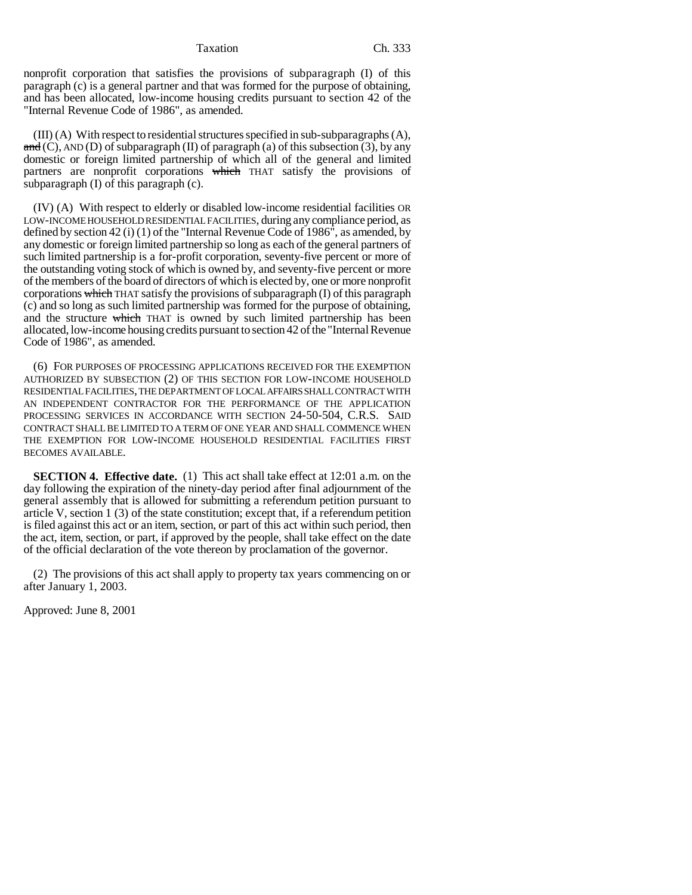nonprofit corporation that satisfies the provisions of subparagraph (I) of this paragraph (c) is a general partner and that was formed for the purpose of obtaining, and has been allocated, low-income housing credits pursuant to section 42 of the "Internal Revenue Code of 1986", as amended.

(III) (A) With respect to residential structures specified in sub-subparagraphs (A), ~~and~~ (C), AND (D) of subparagraph (II) of paragraph (a) of this subsection (3), by any domestic or foreign limited partnership of which all of the general and limited partners are nonprofit corporations ~~which~~ THAT satisfy the provisions of subparagraph (I) of this paragraph (c).

(IV) (A) With respect to elderly or disabled low-income residential facilities OR LOW-INCOME HOUSEHOLD RESIDENTIAL FACILITIES, during any compliance period, as defined by section 42 (i) (1) of the "Internal Revenue Code of 1986", as amended, by any domestic or foreign limited partnership so long as each of the general partners of such limited partnership is a for-profit corporation, seventy-five percent or more of the outstanding voting stock of which is owned by, and seventy-five percent or more of the members of the board of directors of which is elected by, one or more nonprofit corporations ~~which~~ THAT satisfy the provisions of subparagraph (I) of this paragraph (c) and so long as such limited partnership was formed for the purpose of obtaining, and the structure ~~which~~ THAT is owned by such limited partnership has been allocated, low-income housing credits pursuant to section 42 of the "Internal Revenue Code of 1986", as amended.

(6) FOR PURPOSES OF PROCESSING APPLICATIONS RECEIVED FOR THE EXEMPTION AUTHORIZED BY SUBSECTION (2) OF THIS SECTION FOR LOW-INCOME HOUSEHOLD RESIDENTIAL FACILITIES, THE DEPARTMENT OF LOCAL AFFAIRS SHALL CONTRACT WITH AN INDEPENDENT CONTRACTOR FOR THE PERFORMANCE OF THE APPLICATION PROCESSING SERVICES IN ACCORDANCE WITH SECTION 24-50-504, C.R.S. SAID CONTRACT SHALL BE LIMITED TO A TERM OF ONE YEAR AND SHALL COMMENCE WHEN THE EXEMPTION FOR LOW-INCOME HOUSEHOLD RESIDENTIAL FACILITIES FIRST BECOMES AVAILABLE.

**SECTION 4. Effective date.** (1) This act shall take effect at 12:01 a.m. on the day following the expiration of the ninety-day period after final adjournment of the general assembly that is allowed for submitting a referendum petition pursuant to article V, section 1 (3) of the state constitution; except that, if a referendum petition is filed against this act or an item, section, or part of this act within such period, then the act, item, section, or part, if approved by the people, shall take effect on the date of the official declaration of the vote thereon by proclamation of the governor.

(2) The provisions of this act shall apply to property tax years commencing on or after January 1, 2003.

Approved: June 8, 2001